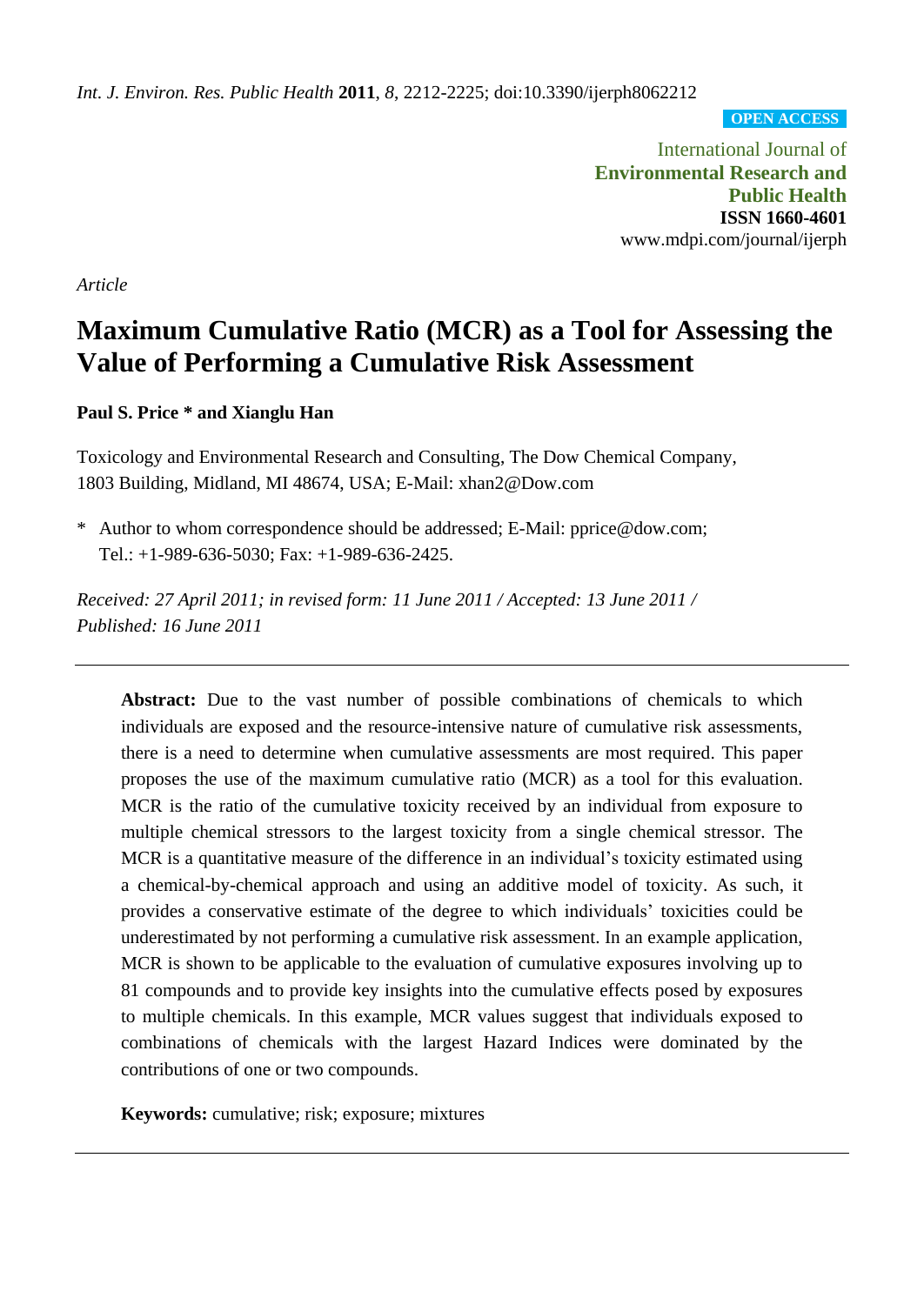*Int. J. Environ. Res. Public Health* **2011**, *8*, 2212-2225; doi:10.3390/ijerph8062212

**OPEN ACCESS**

International Journal of
**Environmental Research and Public Health**
**ISSN 1660-4601**
www.mdpi.com/journal/ijerph

*Article*

# Maximum Cumulative Ratio (MCR) as a Tool for Assessing the Value of Performing a Cumulative Risk Assessment

**Paul S. Price * and Xianglu Han**

Toxicology and Environmental Research and Consulting, The Dow Chemical Company, 1803 Building, Midland, MI 48674, USA; E-Mail: xhan2@Dow.com

\* Author to whom correspondence should be addressed; E-Mail: pprice@dow.com; Tel.: +1-989-636-5030; Fax: +1-989-636-2425.

*Received: 27 April 2011; in revised form: 11 June 2011 / Accepted: 13 June 2011 / Published: 16 June 2011*

---

**Abstract:** Due to the vast number of possible combinations of chemicals to which individuals are exposed and the resource-intensive nature of cumulative risk assessments, there is a need to determine when cumulative assessments are most required. This paper proposes the use of the maximum cumulative ratio (MCR) as a tool for this evaluation. MCR is the ratio of the cumulative toxicity received by an individual from exposure to multiple chemical stressors to the largest toxicity from a single chemical stressor. The MCR is a quantitative measure of the difference in an individual's toxicity estimated using a chemical-by-chemical approach and using an additive model of toxicity. As such, it provides a conservative estimate of the degree to which individuals' toxicities could be underestimated by not performing a cumulative risk assessment. In an example application, MCR is shown to be applicable to the evaluation of cumulative exposures involving up to 81 compounds and to provide key insights into the cumulative effects posed by exposures to multiple chemicals. In this example, MCR values suggest that individuals exposed to combinations of chemicals with the largest Hazard Indices were dominated by the contributions of one or two compounds.

**Keywords:** cumulative; risk; exposure; mixtures

---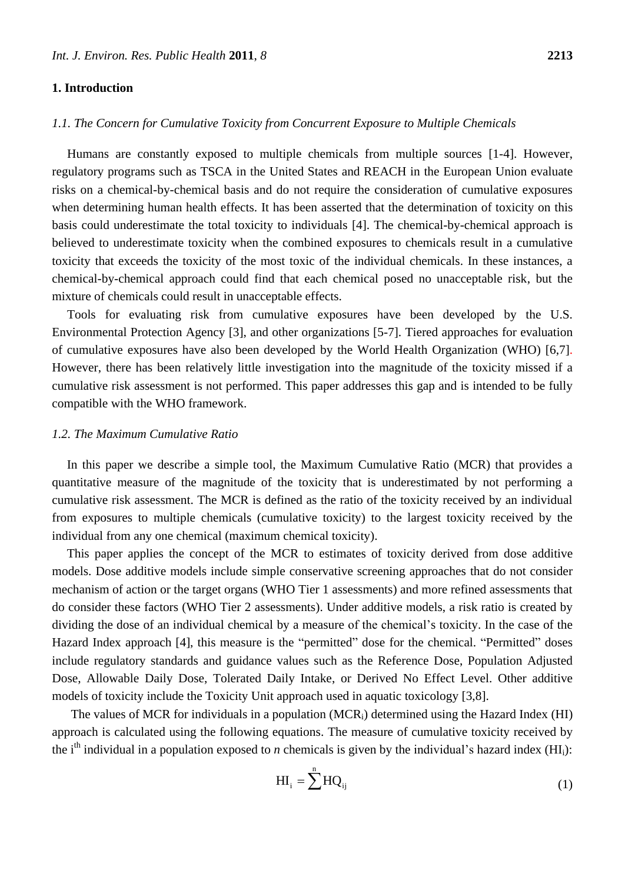## 1. Introduction

### *1.1. The Concern for Cumulative Toxicity from Concurrent Exposure to Multiple Chemicals*

Humans are constantly exposed to multiple chemicals from multiple sources [1-4]. However, regulatory programs such as TSCA in the United States and REACH in the European Union evaluate risks on a chemical-by-chemical basis and do not require the consideration of cumulative exposures when determining human health effects. It has been asserted that the determination of toxicity on this basis could underestimate the total toxicity to individuals [4]. The chemical-by-chemical approach is believed to underestimate toxicity when the combined exposures to chemicals result in a cumulative toxicity that exceeds the toxicity of the most toxic of the individual chemicals. In these instances, a chemical-by-chemical approach could find that each chemical posed no unacceptable risk, but the mixture of chemicals could result in unacceptable effects.

Tools for evaluating risk from cumulative exposures have been developed by the U.S. Environmental Protection Agency [3], and other organizations [5-7]. Tiered approaches for evaluation of cumulative exposures have also been developed by the World Health Organization (WHO) [6,7]. However, there has been relatively little investigation into the magnitude of the toxicity missed if a cumulative risk assessment is not performed. This paper addresses this gap and is intended to be fully compatible with the WHO framework.

### *1.2. The Maximum Cumulative Ratio*

In this paper we describe a simple tool, the Maximum Cumulative Ratio (MCR) that provides a quantitative measure of the magnitude of the toxicity that is underestimated by not performing a cumulative risk assessment. The MCR is defined as the ratio of the toxicity received by an individual from exposures to multiple chemicals (cumulative toxicity) to the largest toxicity received by the individual from any one chemical (maximum chemical toxicity).

This paper applies the concept of the MCR to estimates of toxicity derived from dose additive models. Dose additive models include simple conservative screening approaches that do not consider mechanism of action or the target organs (WHO Tier 1 assessments) and more refined assessments that do consider these factors (WHO Tier 2 assessments). Under additive models, a risk ratio is created by dividing the dose of an individual chemical by a measure of the chemical's toxicity. In the case of the Hazard Index approach [4], this measure is the "permitted" dose for the chemical. "Permitted" doses include regulatory standards and guidance values such as the Reference Dose, Population Adjusted Dose, Allowable Daily Dose, Tolerated Daily Intake, or Derived No Effect Level. Other additive models of toxicity include the Toxicity Unit approach used in aquatic toxicology [3,8].

The values of MCR for individuals in a population ($MCR_i$) determined using the Hazard Index (HI) approach is calculated using the following equations. The measure of cumulative toxicity received by the i$^{th}$ individual in a population exposed to *n* chemicals is given by the individual's hazard index ($HI_i$):

$$HI_i = \sum^{n} HQ_{ij} \tag{1}$$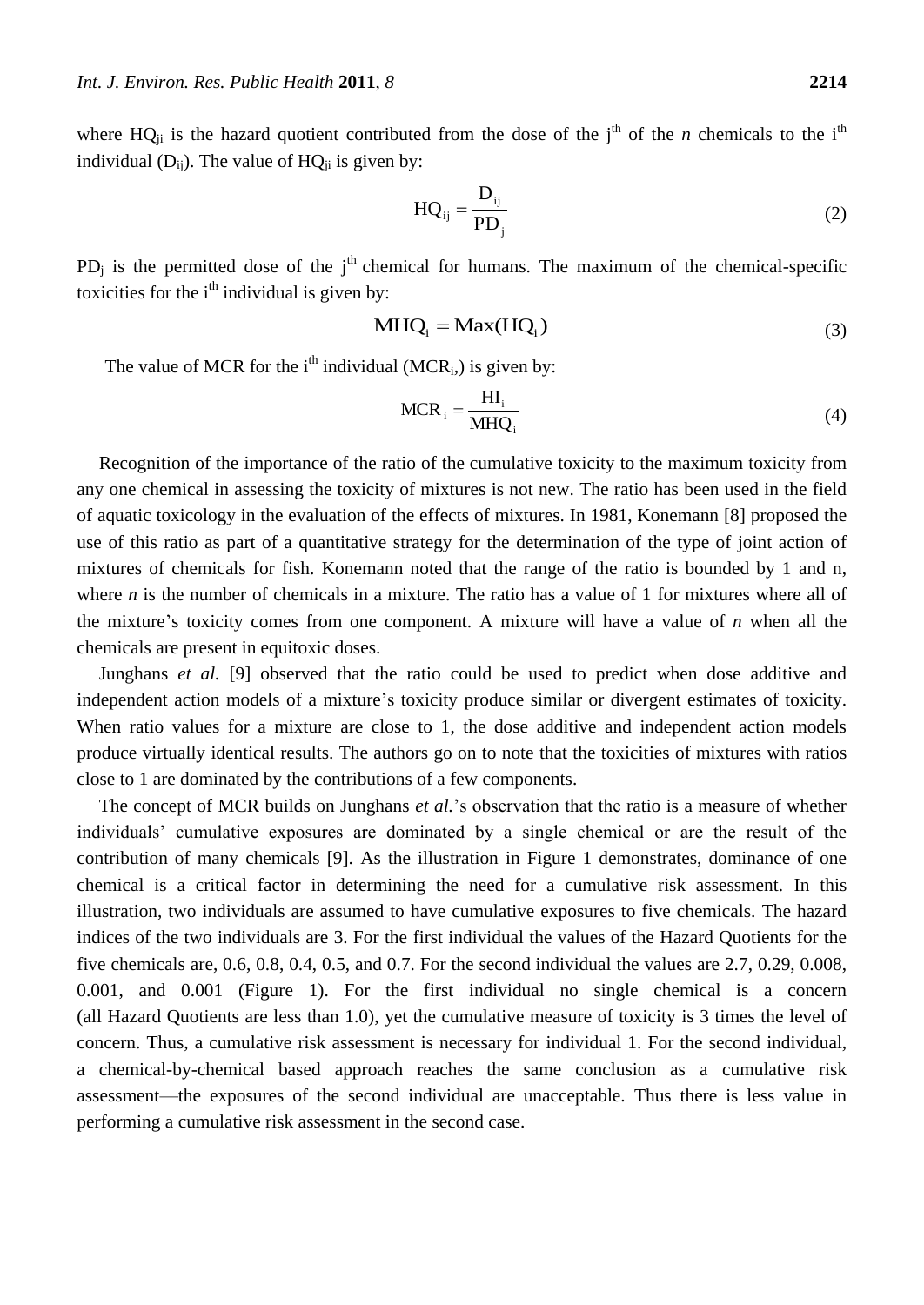where $HQ_{ji}$ is the hazard quotient contributed from the dose of the j[th] of the *n* chemicals to the i[th] individual ($D_{ij}$). The value of $HQ_{ji}$ is given by:

$$HQ_{ij} = \frac{D_{ij}}{PD_j} \tag{2}$$

$PD_j$ is the permitted dose of the j[th] chemical for humans. The maximum of the chemical-specific toxicities for the i[th] individual is given by:

$$MHQ_i = Max(HQ_i) \tag{3}$$

The value of MCR for the i[th] individual ($MCR_i$,) is given by:

$$MCR_i = \frac{HI_i}{MHQ_i} \tag{4}$$

Recognition of the importance of the ratio of the cumulative toxicity to the maximum toxicity from any one chemical in assessing the toxicity of mixtures is not new. The ratio has been used in the field of aquatic toxicology in the evaluation of the effects of mixtures. In 1981, Konemann [8] proposed the use of this ratio as part of a quantitative strategy for the determination of the type of joint action of mixtures of chemicals for fish. Konemann noted that the range of the ratio is bounded by 1 and n, where *n* is the number of chemicals in a mixture. The ratio has a value of 1 for mixtures where all of the mixture's toxicity comes from one component. A mixture will have a value of *n* when all the chemicals are present in equitoxic doses.

Junghans *et al.* [9] observed that the ratio could be used to predict when dose additive and independent action models of a mixture's toxicity produce similar or divergent estimates of toxicity. When ratio values for a mixture are close to 1, the dose additive and independent action models produce virtually identical results. The authors go on to note that the toxicities of mixtures with ratios close to 1 are dominated by the contributions of a few components.

The concept of MCR builds on Junghans *et al.*'s observation that the ratio is a measure of whether individuals' cumulative exposures are dominated by a single chemical or are the result of the contribution of many chemicals [9]. As the illustration in Figure 1 demonstrates, dominance of one chemical is a critical factor in determining the need for a cumulative risk assessment. In this illustration, two individuals are assumed to have cumulative exposures to five chemicals. The hazard indices of the two individuals are 3. For the first individual the values of the Hazard Quotients for the five chemicals are, 0.6, 0.8, 0.4, 0.5, and 0.7. For the second individual the values are 2.7, 0.29, 0.008, 0.001, and 0.001 (Figure 1). For the first individual no single chemical is a concern (all Hazard Quotients are less than 1.0), yet the cumulative measure of toxicity is 3 times the level of concern. Thus, a cumulative risk assessment is necessary for individual 1. For the second individual, a chemical-by-chemical based approach reaches the same conclusion as a cumulative risk assessment—the exposures of the second individual are unacceptable. Thus there is less value in performing a cumulative risk assessment in the second case.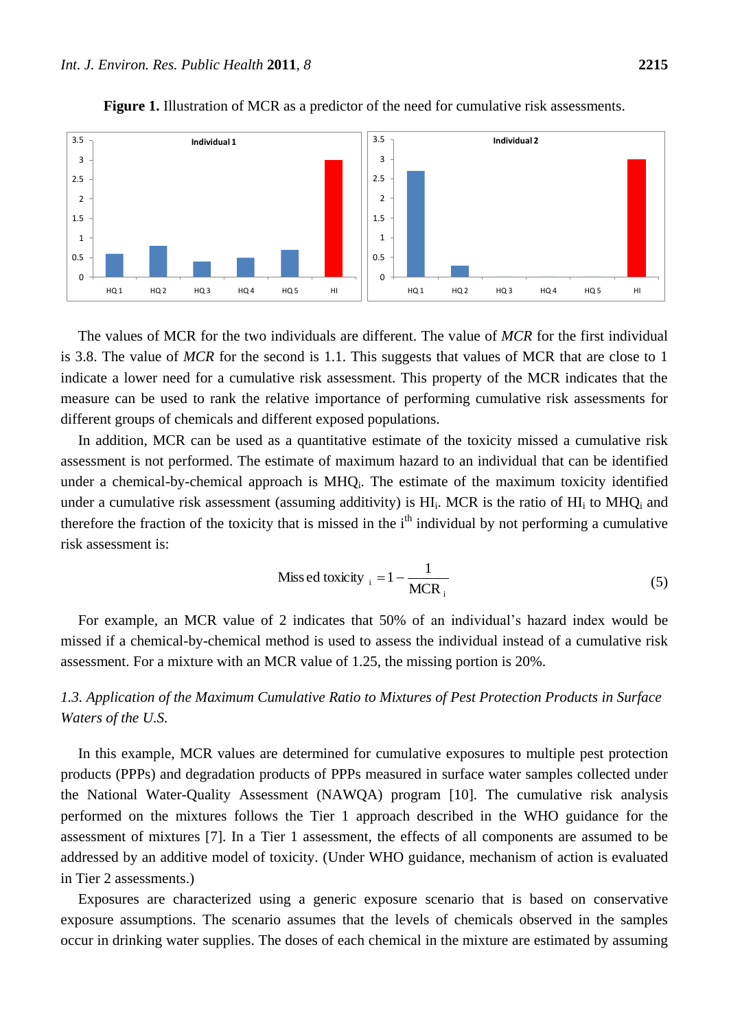**Figure 1.** Illustration of MCR as a predictor of the need for cumulative risk assessments.

Individual 1

3.5
3
2.5
2
1.5
1
0.5
0

HQ 1 HQ 2 HQ 3 HQ 4 HQ 5 HI

Individual 2

3.5
3
2.5
2
1.5
1
0.5
0

HQ 1 HQ 2 HQ 3 HQ 4 HQ 5 HI

The values of MCR for the two individuals are different. The value of *MCR* for the first individual is 3.8. The value of *MCR* for the second is 1.1. This suggests that values of MCR that are close to 1 indicate a lower need for a cumulative risk assessment. This property of the MCR indicates that the measure can be used to rank the relative importance of performing cumulative risk assessments for different groups of chemicals and different exposed populations.

In addition, MCR can be used as a quantitative estimate of the toxicity missed a cumulative risk assessment is not performed. The estimate of maximum hazard to an individual that can be identified under a chemical-by-chemical approach is $MHQ_i$. The estimate of the maximum toxicity identified under a cumulative risk assessment (assuming additivity) is $HI_i$. MCR is the ratio of $HI_i$ to $MHQ_i$ and therefore the fraction of the toxicity that is missed in the $i^{th}$ individual by not performing a cumulative risk assessment is:

$$\text{Missed toxicity}_i = 1 - \frac{1}{\text{MCR}_i} \tag{5}$$

For example, an MCR value of 2 indicates that 50% of an individual's hazard index would be missed if a chemical-by-chemical method is used to assess the individual instead of a cumulative risk assessment. For a mixture with an MCR value of 1.25, the missing portion is 20%.

### *1.3. Application of the Maximum Cumulative Ratio to Mixtures of Pest Protection Products in Surface Waters of the U.S.*

In this example, MCR values are determined for cumulative exposures to multiple pest protection products (PPPs) and degradation products of PPPs measured in surface water samples collected under the National Water-Quality Assessment (NAWQA) program [10]. The cumulative risk analysis performed on the mixtures follows the Tier 1 approach described in the WHO guidance for the assessment of mixtures [7]. In a Tier 1 assessment, the effects of all components are assumed to be addressed by an additive model of toxicity. (Under WHO guidance, mechanism of action is evaluated in Tier 2 assessments.)

Exposures are characterized using a generic exposure scenario that is based on conservative exposure assumptions. The scenario assumes that the levels of chemicals observed in the samples occur in drinking water supplies. The doses of each chemical in the mixture are estimated by assuming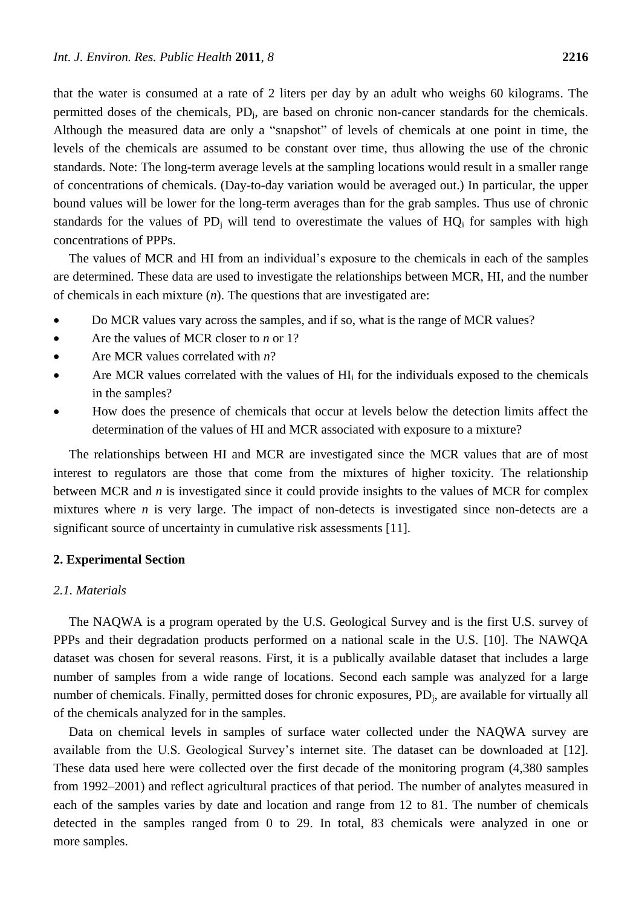that the water is consumed at a rate of 2 liters per day by an adult who weighs 60 kilograms. The permitted doses of the chemicals, $PD_j$, are based on chronic non-cancer standards for the chemicals. Although the measured data are only a "snapshot" of levels of chemicals at one point in time, the levels of the chemicals are assumed to be constant over time, thus allowing the use of the chronic standards. Note: The long-term average levels at the sampling locations would result in a smaller range of concentrations of chemicals. (Day-to-day variation would be averaged out.) In particular, the upper bound values will be lower for the long-term averages than for the grab samples. Thus use of chronic standards for the values of $PD_j$ will tend to overestimate the values of $HQ_i$ for samples with high concentrations of PPPs.

The values of MCR and HI from an individual's exposure to the chemicals in each of the samples are determined. These data are used to investigate the relationships between MCR, HI, and the number of chemicals in each mixture ($n$). The questions that are investigated are:

- Do MCR values vary across the samples, and if so, what is the range of MCR values?
- Are the values of MCR closer to $n$ or 1?
- Are MCR values correlated with $n$?
- Are MCR values correlated with the values of $HI_i$ for the individuals exposed to the chemicals in the samples?
- How does the presence of chemicals that occur at levels below the detection limits affect the determination of the values of HI and MCR associated with exposure to a mixture?

The relationships between HI and MCR are investigated since the MCR values that are of most interest to regulators are those that come from the mixtures of higher toxicity. The relationship between MCR and $n$ is investigated since it could provide insights to the values of MCR for complex mixtures where $n$ is very large. The impact of non-detects is investigated since non-detects are a significant source of uncertainty in cumulative risk assessments [11].

## 2. Experimental Section

### 2.1. Materials

The NAQWA is a program operated by the U.S. Geological Survey and is the first U.S. survey of PPPs and their degradation products performed on a national scale in the U.S. [10]. The NAWQA dataset was chosen for several reasons. First, it is a publically available dataset that includes a large number of samples from a wide range of locations. Second each sample was analyzed for a large number of chemicals. Finally, permitted doses for chronic exposures, $PD_j$, are available for virtually all of the chemicals analyzed for in the samples.

Data on chemical levels in samples of surface water collected under the NAQWA survey are available from the U.S. Geological Survey's internet site. The dataset can be downloaded at [12]. These data used here were collected over the first decade of the monitoring program (4,380 samples from 1992–2001) and reflect agricultural practices of that period. The number of analytes measured in each of the samples varies by date and location and range from 12 to 81. The number of chemicals detected in the samples ranged from 0 to 29. In total, 83 chemicals were analyzed in one or more samples.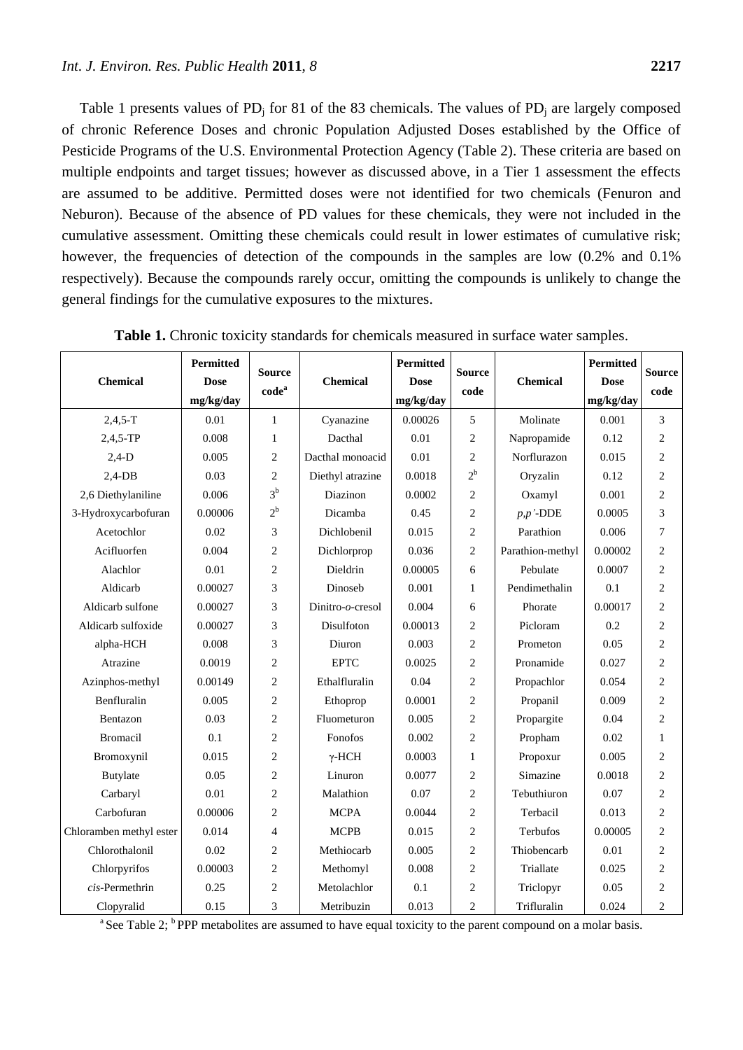Table 1 presents values of $PD_j$ for 81 of the 83 chemicals. The values of $PD_j$ are largely composed of chronic Reference Doses and chronic Population Adjusted Doses established by the Office of Pesticide Programs of the U.S. Environmental Protection Agency (Table 2). These criteria are based on multiple endpoints and target tissues; however as discussed above, in a Tier 1 assessment the effects are assumed to be additive. Permitted doses were not identified for two chemicals (Fenuron and Neburon). Because of the absence of PD values for these chemicals, they were not included in the cumulative assessment. Omitting these chemicals could result in lower estimates of cumulative risk; however, the frequencies of detection of the compounds in the samples are low (0.2% and 0.1% respectively). Because the compounds rarely occur, omitting the compounds is unlikely to change the general findings for the cumulative exposures to the mixtures.

**Table 1.** Chronic toxicity standards for chemicals measured in surface water samples.

| Chemical | Permitted Dose mg/kg/day | Source code[a] | Chemical | Permitted Dose mg/kg/day | Source code | Chemical | Permitted Dose mg/kg/day | Source code |
|---|---|---|---|---|---|---|---|---|
| 2,4,5-T | 0.01 | 1 | Cyanazine | 0.00026 | 5 | Molinate | 0.001 | 3 |
| 2,4,5-TP | 0.008 | 1 | Dacthal | 0.01 | 2 | Napropamide | 0.12 | 2 |
| 2,4-D | 0.005 | 2 | Dacthal monoacid | 0.01 | 2 | Norflurazon | 0.015 | 2 |
| 2,4-DB | 0.03 | 2 | Diethyl atrazine | 0.0018 | 2[b] | Oryzalin | 0.12 | 2 |
| 2,6 Diethylaniline | 0.006 | 3[b] | Diazinon | 0.0002 | 2 | Oxamyl | 0.001 | 2 |
| 3-Hydroxycarbofuran | 0.00006 | 2[b] | Dicamba | 0.45 | 2 | *p,p'*-DDE | 0.0005 | 3 |
| Acetochlor | 0.02 | 3 | Dichlobenil | 0.015 | 2 | Parathion | 0.006 | 7 |
| Acifluorfen | 0.004 | 2 | Dichlorprop | 0.036 | 2 | Parathion-methyl | 0.00002 | 2 |
| Alachlor | 0.01 | 2 | Dieldrin | 0.00005 | 6 | Pebulate | 0.0007 | 2 |
| Aldicarb | 0.00027 | 3 | Dinoseb | 0.001 | 1 | Pendimethalin | 0.1 | 2 |
| Aldicarb sulfone | 0.00027 | 3 | Dinitro-*o*-cresol | 0.004 | 6 | Phorate | 0.00017 | 2 |
| Aldicarb sulfoxide | 0.00027 | 3 | Disulfoton | 0.00013 | 2 | Picloram | 0.2 | 2 |
| alpha-HCH | 0.008 | 3 | Diuron | 0.003 | 2 | Prometon | 0.05 | 2 |
| Atrazine | 0.0019 | 2 | EPTC | 0.0025 | 2 | Pronamide | 0.027 | 2 |
| Azinphos-methyl | 0.00149 | 2 | Ethalfluralin | 0.04 | 2 | Propachlor | 0.054 | 2 |
| Benfluralin | 0.005 | 2 | Ethoprop | 0.0001 | 2 | Propanil | 0.009 | 2 |
| Bentazon | 0.03 | 2 | Fluometuron | 0.005 | 2 | Propargite | 0.04 | 2 |
| Bromacil | 0.1 | 2 | Fonofos | 0.002 | 2 | Propham | 0.02 | 1 |
| Bromoxynil | 0.015 | 2 | γ-HCH | 0.0003 | 1 | Propoxur | 0.005 | 2 |
| Butylate | 0.05 | 2 | Linuron | 0.0077 | 2 | Simazine | 0.0018 | 2 |
| Carbaryl | 0.01 | 2 | Malathion | 0.07 | 2 | Tebuthiuron | 0.07 | 2 |
| Carbofuran | 0.00006 | 2 | MCPA | 0.0044 | 2 | Terbacil | 0.013 | 2 |
| Chloramben methyl ester | 0.014 | 4 | MCPB | 0.015 | 2 | Terbufos | 0.00005 | 2 |
| Chlorothalonil | 0.02 | 2 | Methiocarb | 0.005 | 2 | Thiobencarb | 0.01 | 2 |
| Chlorpyrifos | 0.00003 | 2 | Methomyl | 0.008 | 2 | Triallate | 0.025 | 2 |
| *cis*-Permethrin | 0.25 | 2 | Metolachlor | 0.1 | 2 | Triclopyr | 0.05 | 2 |
| Clopyralid | 0.15 | 3 | Metribuzin | 0.013 | 2 | Trifluralin | 0.024 | 2 |

[a] See Table 2; [b] PPP metabolites are assumed to have equal toxicity to the parent compound on a molar basis.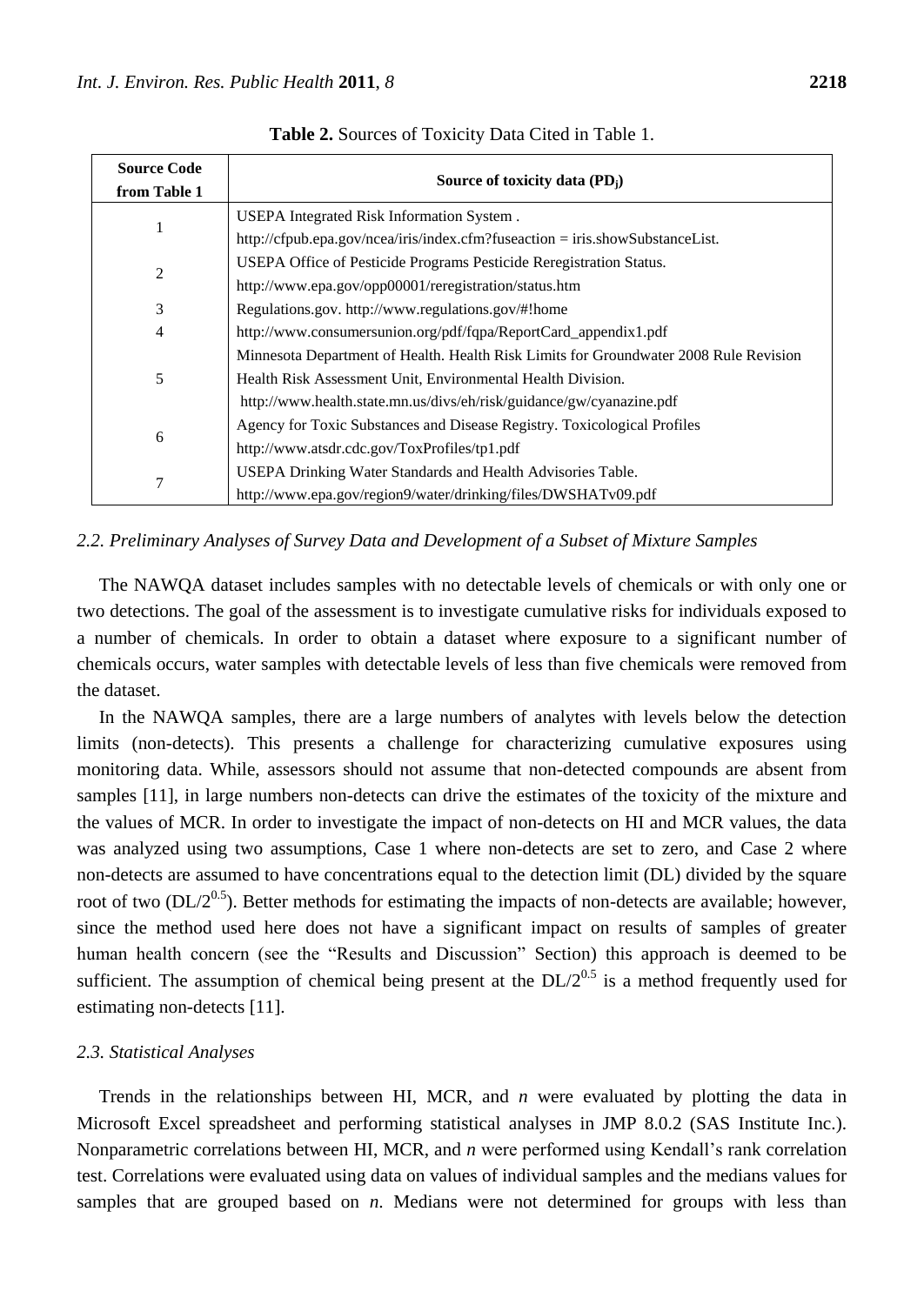**Table 2.** Sources of Toxicity Data Cited in Table 1.

| Source Code from Table 1 | Source of toxicity data ($PD_j$) |
| --- | --- |
| 1 | USEPA Integrated Risk Information System . http://cfpub.epa.gov/ncea/iris/index.cfm?fuseaction = iris.showSubstanceList. |
| 2 | USEPA Office of Pesticide Programs Pesticide Reregistration Status. http://www.epa.gov/opp00001/reregistration/status.htm |
| 3 | Regulations.gov. http://www.regulations.gov/#!home |
| 4 | http://www.consumersunion.org/pdf/fqpa/ReportCard_appendix1.pdf |
| 5 | Minnesota Department of Health. Health Risk Limits for Groundwater 2008 Rule Revision Health Risk Assessment Unit, Environmental Health Division. http://www.health.state.mn.us/divs/eh/risk/guidance/gw/cyanazine.pdf |
| 6 | Agency for Toxic Substances and Disease Registry. Toxicological Profiles http://www.atsdr.cdc.gov/ToxProfiles/tp1.pdf |
| 7 | USEPA Drinking Water Standards and Health Advisories Table. http://www.epa.gov/region9/water/drinking/files/DWSHATv09.pdf |

### *2.2. Preliminary Analyses of Survey Data and Development of a Subset of Mixture Samples*

The NAWQA dataset includes samples with no detectable levels of chemicals or with only one or two detections. The goal of the assessment is to investigate cumulative risks for individuals exposed to a number of chemicals. In order to obtain a dataset where exposure to a significant number of chemicals occurs, water samples with detectable levels of less than five chemicals were removed from the dataset.

In the NAWQA samples, there are a large numbers of analytes with levels below the detection limits (non-detects). This presents a challenge for characterizing cumulative exposures using monitoring data. While, assessors should not assume that non-detected compounds are absent from samples [11], in large numbers non-detects can drive the estimates of the toxicity of the mixture and the values of MCR. In order to investigate the impact of non-detects on HI and MCR values, the data was analyzed using two assumptions, Case 1 where non-detects are set to zero, and Case 2 where non-detects are assumed to have concentrations equal to the detection limit (DL) divided by the square root of two ($DL/2^{0.5}$). Better methods for estimating the impacts of non-detects are available; however, since the method used here does not have a significant impact on results of samples of greater human health concern (see the "Results and Discussion" Section) this approach is deemed to be sufficient. The assumption of chemical being present at the $DL/2^{0.5}$ is a method frequently used for estimating non-detects [11].

### *2.3. Statistical Analyses*

Trends in the relationships between HI, MCR, and *n* were evaluated by plotting the data in Microsoft Excel spreadsheet and performing statistical analyses in JMP 8.0.2 (SAS Institute Inc.). Nonparametric correlations between HI, MCR, and *n* were performed using Kendall's rank correlation test. Correlations were evaluated using data on values of individual samples and the medians values for samples that are grouped based on *n*. Medians were not determined for groups with less than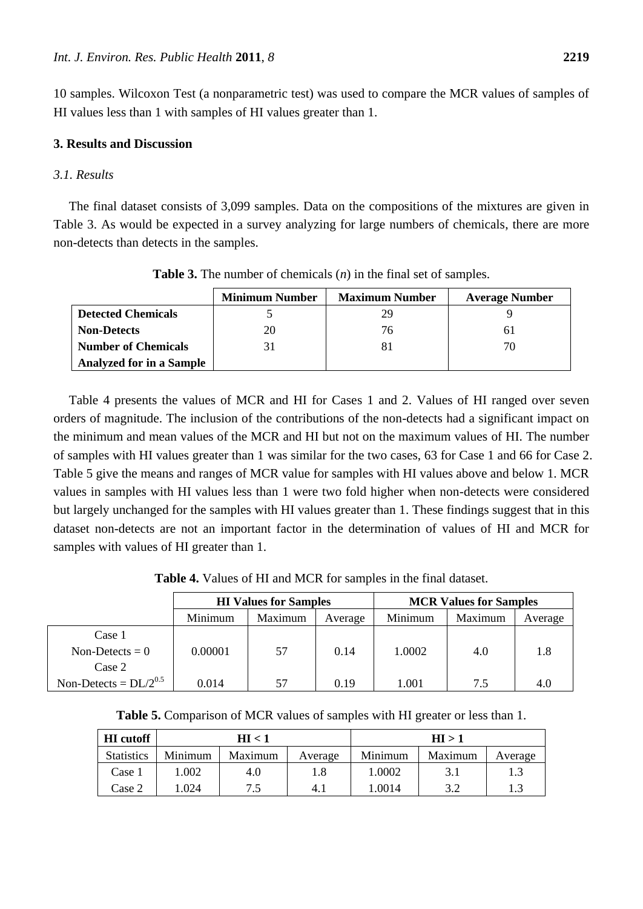10 samples. Wilcoxon Test (a nonparametric test) was used to compare the MCR values of samples of HI values less than 1 with samples of HI values greater than 1.

## 3. Results and Discussion

### *3.1. Results*

The final dataset consists of 3,099 samples. Data on the compositions of the mixtures are given in Table 3. As would be expected in a survey analyzing for large numbers of chemicals, there are more non-detects than detects in the samples.

**Table 3.** The number of chemicals ($n$) in the final set of samples.

| | Minimum Number | Maximum Number | Average Number |
|---|---|---|---|
| **Detected Chemicals** | 5 | 29 | 9 |
| **Non-Detects** | 20 | 76 | 61 |
| **Number of Chemicals Analyzed for in a Sample** | 31 | 81 | 70 |

Table 4 presents the values of MCR and HI for Cases 1 and 2. Values of HI ranged over seven orders of magnitude. The inclusion of the contributions of the non-detects had a significant impact on the minimum and mean values of the MCR and HI but not on the maximum values of HI. The number of samples with HI values greater than 1 was similar for the two cases, 63 for Case 1 and 66 for Case 2. Table 5 give the means and ranges of MCR value for samples with HI values above and below 1. MCR values in samples with HI values less than 1 were two fold higher when non-detects were considered but largely unchanged for the samples with HI values greater than 1. These findings suggest that in this dataset non-detects are not an important factor in the determination of values of HI and MCR for samples with values of HI greater than 1.

**Table 4.** Values of HI and MCR for samples in the final dataset.

| | **HI Values for Samples** | | | **MCR Values for Samples** | | |
|---|---|---|---|---|---|---|
| | Minimum | Maximum | Average | Minimum | Maximum | Average |
| Case 1 Non-Detects = 0 | 0.00001 | 57 | 0.14 | 1.0002 | 4.0 | 1.8 |
| Case 2 Non-Detects = $DL/2^{0.5}$ | 0.014 | 57 | 0.19 | 1.001 | 7.5 | 4.0 |

**Table 5.** Comparison of MCR values of samples with HI greater or less than 1.

| **HI cutoff** | **HI < 1** | | | **HI > 1** | | |
|---|---|---|---|---|---|---|
| Statistics | Minimum | Maximum | Average | Minimum | Maximum | Average |
| Case 1 | 1.002 | 4.0 | 1.8 | 1.0002 | 3.1 | 1.3 |
| Case 2 | 1.024 | 7.5 | 4.1 | 1.0014 | 3.2 | 1.3 |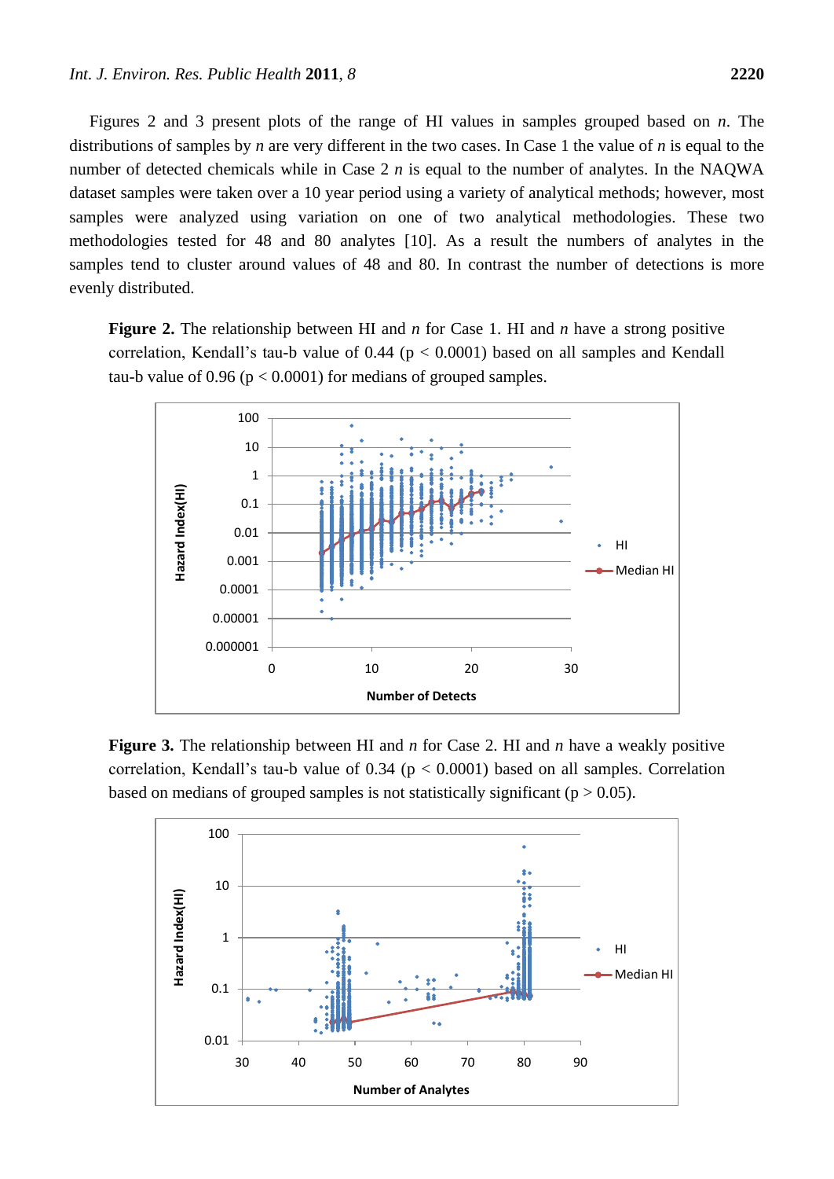Figures 2 and 3 present plots of the range of HI values in samples grouped based on *n*. The distributions of samples by *n* are very different in the two cases. In Case 1 the value of *n* is equal to the number of detected chemicals while in Case 2 *n* is equal to the number of analytes. In the NAQWA dataset samples were taken over a 10 year period using a variety of analytical methods; however, most samples were analyzed using variation on one of two analytical methodologies. These two methodologies tested for 48 and 80 analytes [10]. As a result the numbers of analytes in the samples tend to cluster around values of 48 and 80. In contrast the number of detections is more evenly distributed.

**Figure 2.** The relationship between HI and *n* for Case 1. HI and *n* have a strong positive correlation, Kendall's tau-b value of 0.44 ($p < 0.0001$) based on all samples and Kendall tau-b value of 0.96 ($p < 0.0001$) for medians of grouped samples.

Hazard Index(HI)
100
10
1
0.1
0.01
0.001
0.0001
0.00001
0.000001
0
10
20
30
Number of Detects
HI
Median HI

**Figure 3.** The relationship between HI and *n* for Case 2. HI and *n* have a weakly positive correlation, Kendall's tau-b value of 0.34 ($p < 0.0001$) based on all samples. Correlation based on medians of grouped samples is not statistically significant ($p > 0.05$).

Hazard Index(HI)
100
10
1
0.1
0.01
30
40
50
60
70
80
90
Number of Analytes
HI
Median HI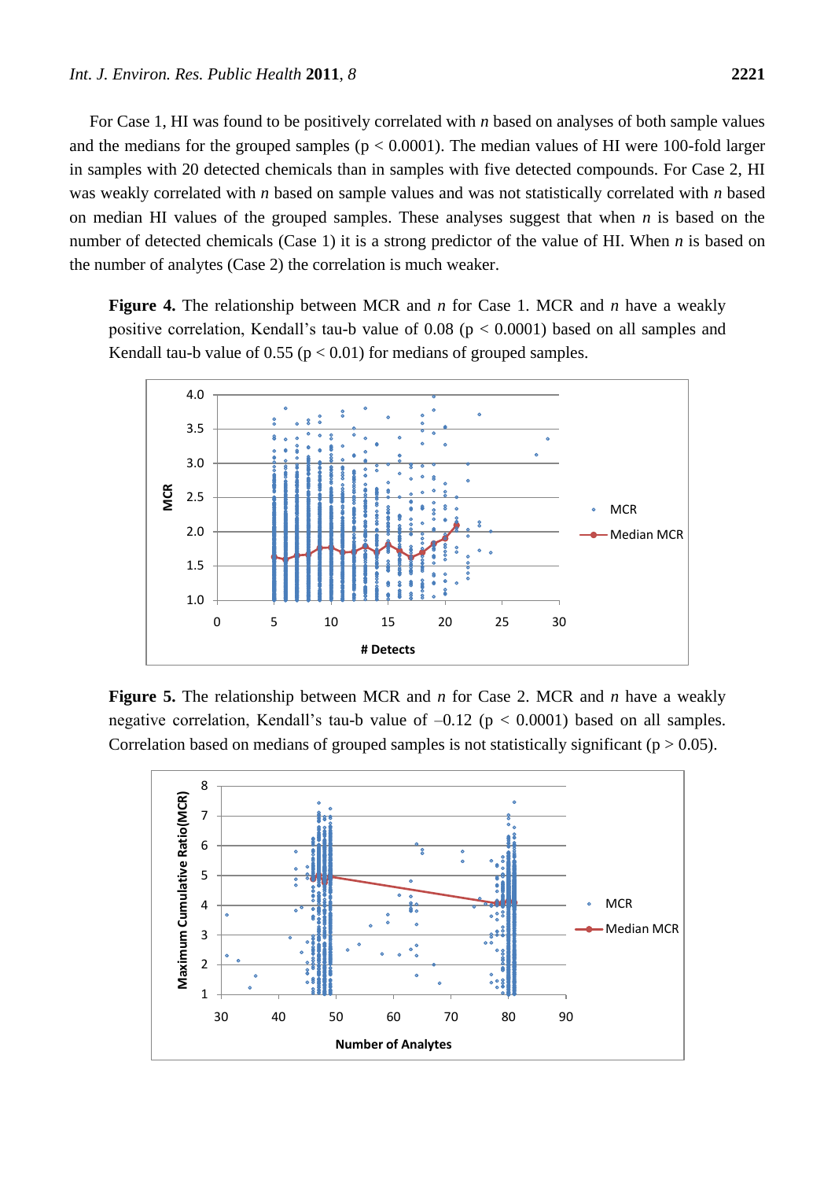For Case 1, HI was found to be positively correlated with $n$ based on analyses of both sample values and the medians for the grouped samples ($p < 0.0001$). The median values of HI were 100-fold larger in samples with 20 detected chemicals than in samples with five detected compounds. For Case 2, HI was weakly correlated with $n$ based on sample values and was not statistically correlated with $n$ based on median HI values of the grouped samples. These analyses suggest that when $n$ is based on the number of detected chemicals (Case 1) it is a strong predictor of the value of HI. When $n$ is based on the number of analytes (Case 2) the correlation is much weaker.

**Figure 4.** The relationship between MCR and $n$ for Case 1. MCR and $n$ have a weakly positive correlation, Kendall's tau-b value of 0.08 ($p < 0.0001$) based on all samples and Kendall tau-b value of 0.55 ($p < 0.01$) for medians of grouped samples.

MCR
4.0
3.5
3.0
2.5
2.0
1.5
1.0
0
5
10
15
20
25
30
# Detects
MCR
Median MCR

**Figure 5.** The relationship between MCR and $n$ for Case 2. MCR and $n$ have a weakly negative correlation, Kendall's tau-b value of –0.12 ($p < 0.0001$) based on all samples. Correlation based on medians of grouped samples is not statistically significant ($p > 0.05$).

Maximum Cumulative Ratio(MCR)
8
7
6
5
4
3
2
1
30
40
50
60
70
80
90
Number of Analytes
MCR
Median MCR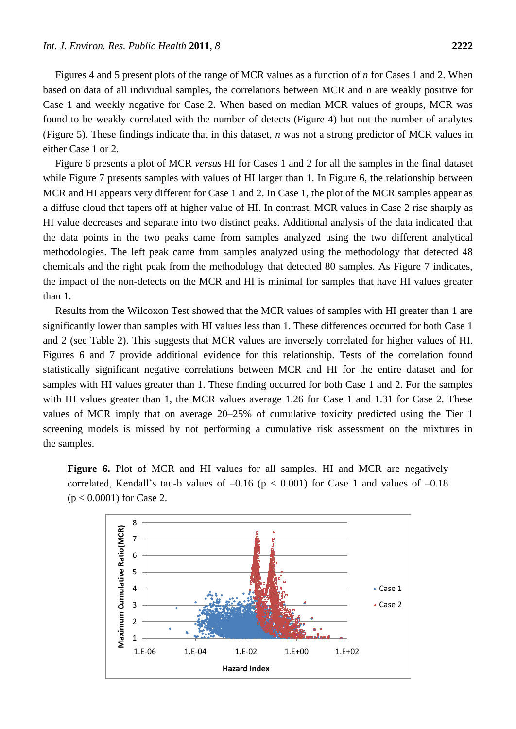Figures 4 and 5 present plots of the range of MCR values as a function of *n* for Cases 1 and 2. When based on data of all individual samples, the correlations between MCR and *n* are weakly positive for Case 1 and weekly negative for Case 2. When based on median MCR values of groups, MCR was found to be weakly correlated with the number of detects (Figure 4) but not the number of analytes (Figure 5). These findings indicate that in this dataset, *n* was not a strong predictor of MCR values in either Case 1 or 2.

Figure 6 presents a plot of MCR *versus* HI for Cases 1 and 2 for all the samples in the final dataset while Figure 7 presents samples with values of HI larger than 1. In Figure 6, the relationship between MCR and HI appears very different for Case 1 and 2. In Case 1, the plot of the MCR samples appear as a diffuse cloud that tapers off at higher value of HI. In contrast, MCR values in Case 2 rise sharply as HI value decreases and separate into two distinct peaks. Additional analysis of the data indicated that the data points in the two peaks came from samples analyzed using the two different analytical methodologies. The left peak came from samples analyzed using the methodology that detected 48 chemicals and the right peak from the methodology that detected 80 samples. As Figure 7 indicates, the impact of the non-detects on the MCR and HI is minimal for samples that have HI values greater than 1.

Results from the Wilcoxon Test showed that the MCR values of samples with HI greater than 1 are significantly lower than samples with HI values less than 1. These differences occurred for both Case 1 and 2 (see Table 2). This suggests that MCR values are inversely correlated for higher values of HI. Figures 6 and 7 provide additional evidence for this relationship. Tests of the correlation found statistically significant negative correlations between MCR and HI for the entire dataset and for samples with HI values greater than 1. These finding occurred for both Case 1 and 2. For the samples with HI values greater than 1, the MCR values average 1.26 for Case 1 and 1.31 for Case 2. These values of MCR imply that on average 20–25% of cumulative toxicity predicted using the Tier 1 screening models is missed by not performing a cumulative risk assessment on the mixtures in the samples.

**Figure 6.** Plot of MCR and HI values for all samples. HI and MCR are negatively correlated, Kendall's tau-b values of –0.16 ($p < 0.001$) for Case 1 and values of –0.18 ($p < 0.0001$) for Case 2.

Maximum Cumulative Ratio(MCR)
8
7
6
5
4
3
2
1
1.E-06
1.E-04
1.E-02
1.E+00
1.E+02
Hazard Index
Case 1
Case 2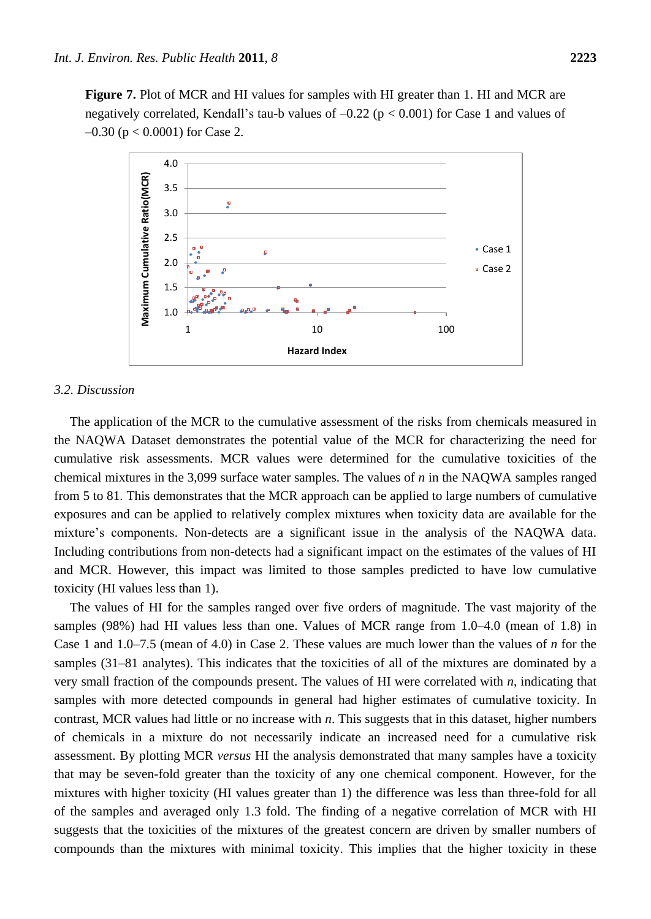**Figure 7.** Plot of MCR and HI values for samples with HI greater than 1. HI and MCR are negatively correlated, Kendall's tau-b values of –0.22 ($p < 0.001$) for Case 1 and values of –0.30 ($p < 0.0001$) for Case 2.

Maximum Cumulative Ratio(MCR)

4.0
3.5
3.0
2.5
2.0
1.5
1.0

1
10
100

Hazard Index

Case 1
Case 2

### 3.2. Discussion

The application of the MCR to the cumulative assessment of the risks from chemicals measured in the NAQWA Dataset demonstrates the potential value of the MCR for characterizing the need for cumulative risk assessments. MCR values were determined for the cumulative toxicities of the chemical mixtures in the 3,099 surface water samples. The values of $n$ in the NAQWA samples ranged from 5 to 81. This demonstrates that the MCR approach can be applied to large numbers of cumulative exposures and can be applied to relatively complex mixtures when toxicity data are available for the mixture's components. Non-detects are a significant issue in the analysis of the NAQWA data. Including contributions from non-detects had a significant impact on the estimates of the values of HI and MCR. However, this impact was limited to those samples predicted to have low cumulative toxicity (HI values less than 1).

The values of HI for the samples ranged over five orders of magnitude. The vast majority of the samples (98%) had HI values less than one. Values of MCR range from 1.0–4.0 (mean of 1.8) in Case 1 and 1.0–7.5 (mean of 4.0) in Case 2. These values are much lower than the values of $n$ for the samples (31–81 analytes). This indicates that the toxicities of all of the mixtures are dominated by a very small fraction of the compounds present. The values of HI were correlated with $n$, indicating that samples with more detected compounds in general had higher estimates of cumulative toxicity. In contrast, MCR values had little or no increase with $n$. This suggests that in this dataset, higher numbers of chemicals in a mixture do not necessarily indicate an increased need for a cumulative risk assessment. By plotting MCR *versus* HI the analysis demonstrated that many samples have a toxicity that may be seven-fold greater than the toxicity of any one chemical component. However, for the mixtures with higher toxicity (HI values greater than 1) the difference was less than three-fold for all of the samples and averaged only 1.3 fold. The finding of a negative correlation of MCR with HI suggests that the toxicities of the mixtures of the greatest concern are driven by smaller numbers of compounds than the mixtures with minimal toxicity. This implies that the higher toxicity in these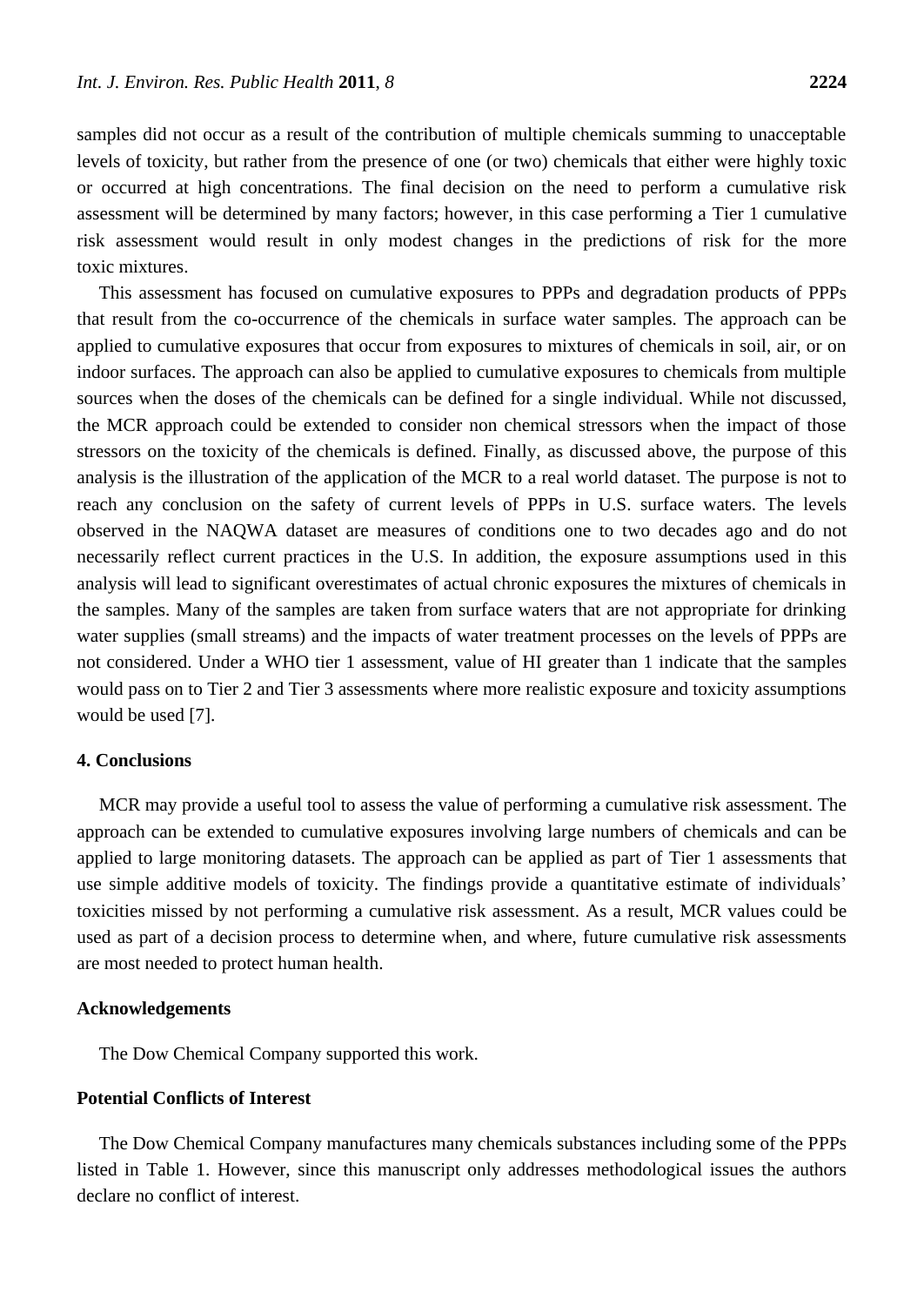samples did not occur as a result of the contribution of multiple chemicals summing to unacceptable levels of toxicity, but rather from the presence of one (or two) chemicals that either were highly toxic or occurred at high concentrations. The final decision on the need to perform a cumulative risk assessment will be determined by many factors; however, in this case performing a Tier 1 cumulative risk assessment would result in only modest changes in the predictions of risk for the more toxic mixtures.

This assessment has focused on cumulative exposures to PPPs and degradation products of PPPs that result from the co-occurrence of the chemicals in surface water samples. The approach can be applied to cumulative exposures that occur from exposures to mixtures of chemicals in soil, air, or on indoor surfaces. The approach can also be applied to cumulative exposures to chemicals from multiple sources when the doses of the chemicals can be defined for a single individual. While not discussed, the MCR approach could be extended to consider non chemical stressors when the impact of those stressors on the toxicity of the chemicals is defined. Finally, as discussed above, the purpose of this analysis is the illustration of the application of the MCR to a real world dataset. The purpose is not to reach any conclusion on the safety of current levels of PPPs in U.S. surface waters. The levels observed in the NAQWA dataset are measures of conditions one to two decades ago and do not necessarily reflect current practices in the U.S. In addition, the exposure assumptions used in this analysis will lead to significant overestimates of actual chronic exposures the mixtures of chemicals in the samples. Many of the samples are taken from surface waters that are not appropriate for drinking water supplies (small streams) and the impacts of water treatment processes on the levels of PPPs are not considered. Under a WHO tier 1 assessment, value of HI greater than 1 indicate that the samples would pass on to Tier 2 and Tier 3 assessments where more realistic exposure and toxicity assumptions would be used [7].

## 4. Conclusions

MCR may provide a useful tool to assess the value of performing a cumulative risk assessment. The approach can be extended to cumulative exposures involving large numbers of chemicals and can be applied to large monitoring datasets. The approach can be applied as part of Tier 1 assessments that use simple additive models of toxicity. The findings provide a quantitative estimate of individuals' toxicities missed by not performing a cumulative risk assessment. As a result, MCR values could be used as part of a decision process to determine when, and where, future cumulative risk assessments are most needed to protect human health.

## Acknowledgements

The Dow Chemical Company supported this work.

## Potential Conflicts of Interest

The Dow Chemical Company manufactures many chemicals substances including some of the PPPs listed in Table 1. However, since this manuscript only addresses methodological issues the authors declare no conflict of interest.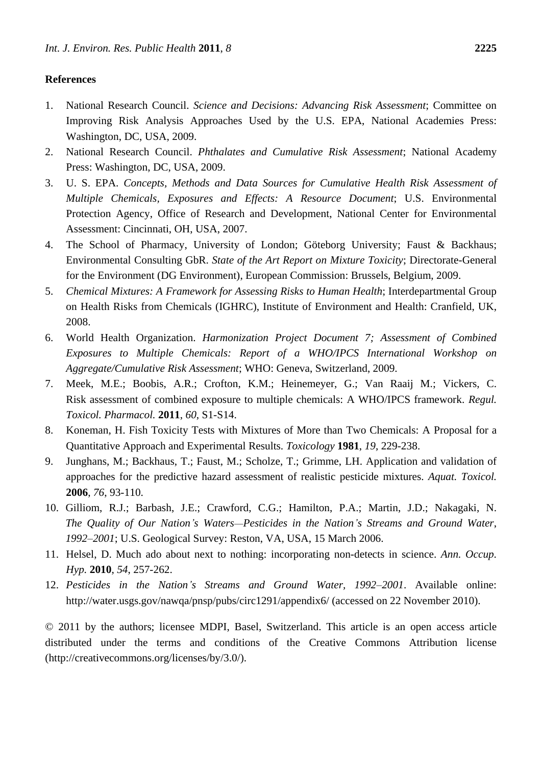## References

1. National Research Council. *Science and Decisions: Advancing Risk Assessment*; Committee on Improving Risk Analysis Approaches Used by the U.S. EPA, National Academies Press: Washington, DC, USA, 2009.
2. National Research Council. *Phthalates and Cumulative Risk Assessment*; National Academy Press: Washington, DC, USA, 2009.
3. U. S. EPA. *Concepts, Methods and Data Sources for Cumulative Health Risk Assessment of Multiple Chemicals, Exposures and Effects: A Resource Document*; U.S. Environmental Protection Agency, Office of Research and Development, National Center for Environmental Assessment: Cincinnati, OH, USA, 2007.
4. The School of Pharmacy, University of London; Göteborg University; Faust & Backhaus; Environmental Consulting GbR. *State of the Art Report on Mixture Toxicity*; Directorate-General for the Environment (DG Environment), European Commission: Brussels, Belgium, 2009.
5. *Chemical Mixtures: A Framework for Assessing Risks to Human Health*; Interdepartmental Group on Health Risks from Chemicals (IGHRC), Institute of Environment and Health: Cranfield, UK, 2008.
6. World Health Organization. *Harmonization Project Document 7; Assessment of Combined Exposures to Multiple Chemicals: Report of a WHO/IPCS International Workshop on Aggregate/Cumulative Risk Assessment*; WHO: Geneva, Switzerland, 2009.
7. Meek, M.E.; Boobis, A.R.; Crofton, K.M.; Heinemeyer, G.; Van Raaij M.; Vickers, C. Risk assessment of combined exposure to multiple chemicals: A WHO/IPCS framework. *Regul. Toxicol. Pharmacol.* **2011**, *60*, S1-S14.
8. Koneman, H. Fish Toxicity Tests with Mixtures of More than Two Chemicals: A Proposal for a Quantitative Approach and Experimental Results. *Toxicology* **1981**, *19*, 229-238.
9. Junghans, M.; Backhaus, T.; Faust, M.; Scholze, T.; Grimme, LH. Application and validation of approaches for the predictive hazard assessment of realistic pesticide mixtures. *Aquat. Toxicol.* **2006**, *76*, 93-110.
10. Gilliom, R.J.; Barbash, J.E.; Crawford, C.G.; Hamilton, P.A.; Martin, J.D.; Nakagaki, N. *The Quality of Our Nation's Waters—Pesticides in the Nation's Streams and Ground Water, 1992–2001*; U.S. Geological Survey: Reston, VA, USA, 15 March 2006.
11. Helsel, D. Much ado about next to nothing: incorporating non-detects in science. *Ann. Occup. Hyp.* **2010**, *54*, 257-262.
12. *Pesticides in the Nation's Streams and Ground Water, 1992–2001*. Available online: http://water.usgs.gov/nawqa/pnsp/pubs/circ1291/appendix6/ (accessed on 22 November 2010).

© 2011 by the authors; licensee MDPI, Basel, Switzerland. This article is an open access article distributed under the terms and conditions of the Creative Commons Attribution license (http://creativecommons.org/licenses/by/3.0/).